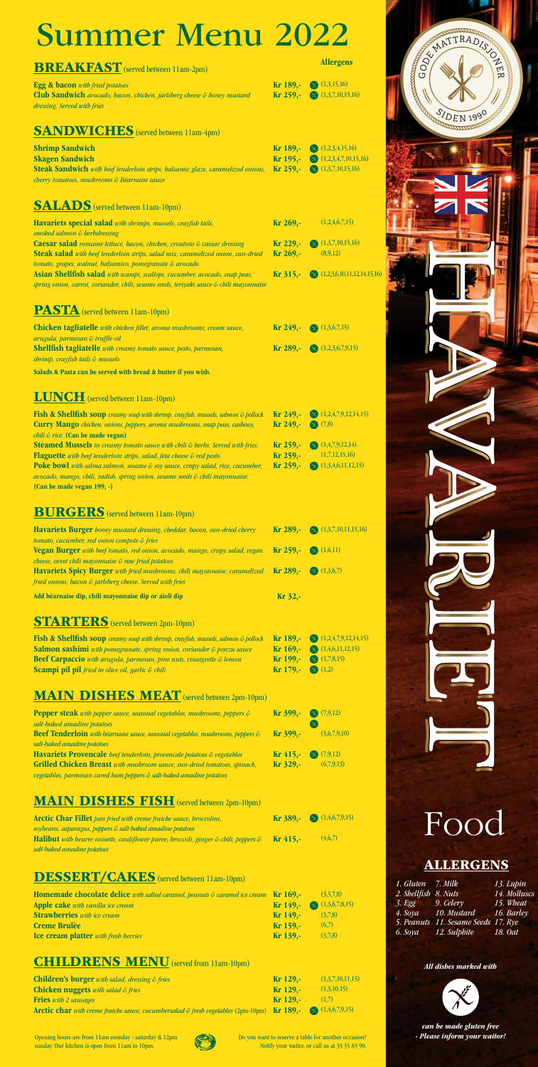# Summer Menu 2022

## BREAKFAST (served between 11am-2pm)

| | | Allergens |
|---|---|---|
| **Egg & bacon** *with fried potatoes* | **Kr 189,-** | (1,3,15,16) |
| **Club Sandwich** *avocado, bacon, chicken, jarlsberg cheese & honey mustard dressing. Served with fries* | **Kr 259,-** | (1,3,7,10,15,16) |

## SANDWICHES (served between 11am-4pm)

| | | |
|---|---|---|
| **Shrimp Sandwich** | **Kr 189,-** | (1,2,3,4,15,16) |
| **Skagen Sandwich** | **Kr 195,-** | (1,2,3,4,7,10,15,16) |
| **Steak Sandwich** *with beef tenderloin strips, balsamic glaze, caramelized onions, cherry tomatoes, mushrooms & Béarnaise sauce* | **Kr 259,-** | (1,3,7,10,15,16) |

## SALADS (served between 11am-10pm)

| | | |
|---|---|---|
| **Havariets special salad** *with shrimps, mussels, crayfish tails, smoked salmon & herbdressing* | **Kr 269,-** | (1,2,4,6,7,15) |
| **Caesar salad** *romaine lettuce, bacon, chicken, croutons & caesar dressing* | **Kr 229,-** | (1,3,7,10,15,16) |
| **Steak salad** *with beef tenderloin strips, salad mix, caramelized onion, sun-dried tomato, grapes, walnut, balsamico, pomegranate & avocado* | **Kr 269,-** | (8,9,12) |
| **Asian Shellfish salad** *with scampi, scallops, cucumber, avocado, snap peas, spring onion, carrot, coriander, chili, sesame seeds, teriyaki sauce & chili mayonnaise* | **Kr 315,-** | (1,2,3,6,10,11,12,14,15,16) |

## PASTA (served between 11am-10pm)

| | | |
|---|---|---|
| **Chicken tagliatelle** *with chicken fillet, aroma mushrooms, cream sauce, arugula, parmesan & truffle oil* | **Kr 249,-** | (1,3,6,7,15) |
| **Shellfish tagliatelle** *with creamy tomato sauce, pesto, parmesan, shrimp, crayfish tails & mussels* | **Kr 289,-** | (1,2,3,6,7,9,15) |

**Salads & Pasta can be served with bread & butter if you wish.**

## LUNCH (served between 11am-10pm)

| | | |
|---|---|---|
| **Fish & Shellfish soup** *creamy soup with shrimp, crayfish, mussels, salmon & pollock* | **Kr 249,-** | (1,2,4,7,9,12,14,15) |
| **Curry Mango** *chicken, onions, peppers, aroma mushrooms, snap peas, cashews, chili & rice.* **(Can be made vegan)** | **Kr 249,-** | (7,8) |
| **Steamed Mussels** *in creamy tomato sauce with chili & herbs. Served with fries.* | **Kr 259,-** | (1,4,7,9,12,14) |
| **Flaguette** *with beef tenderloin strips, salad, feta cheese & red pesto* | **Kr 259,-** | (1,7,12,15,16) |
| **Poke bowl** *with salma salmon, sesame & soy sauce, crispy salad, rice, cucumber, avocado, mango, chili, radish, spring onion, sesame seeds & chili mayonnaise.* **(Can be made vegan 199,-)** | **Kr 259,-** | (1,3,4,6,11,12,15) |

## BURGERS (served between 11am-10pm)

| | | |
|---|---|---|
| **Havariets Burger** *honey mustard dressing, cheddar, bacon, sun-dried cherry tomato, cucumber, red onion compote & fries* | **Kr 289,-** | (1,3,7,10,11,15,16) |
| **Vegan Burger** *with beef tomato, red onion, avocado, mango, crispy salad, vegan cheese, sweet chili mayonnaise & raw fried potatoes* | **Kr 259,-** | (1,6,11) |
| **Havariets Spicy Burger** *with fried mushrooms, chili mayonnaise, caramelized fried onions, bacon & jarlsberg cheese. Served with fries* | **Kr 289,-** | (1,3,6,7) |
| **Add béarnaise dip, chili mayonnaise dip or aioli dip** | **Kr 32,-** | |

## STARTERS (served between 2pm-10pm)

| | | |
|---|---|---|
| **Fish & Shellfish soup** *creamy soup with shrimp, crayfish, mussels, salmon & pollock* | **Kr 189,-** | (1,2,4,7,9,12,14,15) |
| **Salmon sashimi** *with pomegranate, spring onion, coriander & ponzu sauce* | **Kr 169,-** | (1,4,6,11,12,15) |
| **Beef Carpaccio** *with arugula, parmesan, pine nuts, vinaigrette & lemon* | **Kr 199,-** | (1,7,8,15) |
| **Scampi pil pil** *fried in olive oil, garlic & chili* | **Kr 179,-** | (1,2) |

## MAIN DISHES MEAT (served between 2pm-10pm)

| | | |
|---|---|---|
| **Pepper steak** *with pepper sauce, seasonal vegetables, mushrooms, peppers & salt-baked amadine potatoes* | **Kr 399,-** | (7,9,12) |
| **Beef Tenderloin** *with béarnaise sauce, seasonal vegetables, mushrooms, peppers & salt-baked amadine potatoes* | **Kr 399,-** | (3,6,7,9,10) |
| **Havariets Provencale** *beef tenderloin, provencale potatoes & vegetables* | **Kr 415,-** | (7,9,12) |
| **Grilled Chicken Breast** *with mushroom sauce, sun-dried tomatoes, spinach, vegetables, parmesan cured ham,peppers & salt-baked amadine potatoes* | **Kr 329,-** | (6,7,9,13) |

## MAIN DISHES FISH (served between 2pm-10pm)

| | | |
|---|---|---|
| **Arctic Char Fillet** *pan fried with creme fraiche sauce, broccolini, soybeans, asparagus, peppers & salt-baked amadine potatoes* | **Kr 389,-** | (1,4,6,7,9,15) |
| **Halibut** *with beurre noisette, cauliflower puree, broccoli, ginger & chili, peppers & salt-baked amadine potatoes* | **Kr 415,-** | (4,6,7) |

## DESSERT/CAKES (served between 11am-10pm)

| | | |
|---|---|---|
| **Homemade chocolate delice** *with salted caramel, peanuts & caramel ice cream* | **Kr 169,-** | (3,5,7,8) |
| **Apple cake** *with vanilla ice cream* | **Kr 149,-** | (1,3,6,7,8,15) |
| **Strawberries** *with ice cream* | **Kr 149,-** | (3,7,8) |
| **Creme Brulèe** | **Kr 159,-** | (6,7) |
| **Ice cream platter** *with fresh berries* | **Kr 139,-** | (3,7,8) |

## CHILDRENS MENU (served from 11am-10pm)

| | | |
|---|---|---|
| **Children's burger** *with salad, dressing & fries* | **Kr 129,-** | (1,3,7,10,11,15) |
| **Chicken nuggets** *with salad & fries* | **Kr 129,-** | (1,3,10,15) |
| **Fries** *with 2 sausages* | **Kr 129,-** | (1,7) |
| **Arctic char** *with creme fraiche sauce, cucumbersalad & fresh vegetables (2pm-10pm)* | **Kr 189,-** | (1,4,6,7,9,15) |

Opening hours are from 11am monday - saturday & 12pm sunday. Our kitchen is open from 11am to 10pm.

Do you want to reserve a table for another occasion? Notify your waiter, or call us at 33 35 83 90.

GODE MATTRADISJONER SIDEN 1990

HAVARIET

# Food

## ALLERGENS

| | | |
|---|---|---|
| 1. Gluten | 7. Milk | 13. Lupin |
| 2. Shellfish | 8. Nuts | 14. Molluscs |
| 3. Egg | 9. Celery | 15. Wheat |
| 4. Soya | 10. Mustard | 16. Barley |
| 5. Peanuts | 11. Sesame Seeds | 17. Rye |
| 6. Soya | 12. Sulphite | 18. Oat |

*All dishes marked with*

*can be made gluten free - Please inform your waitor!*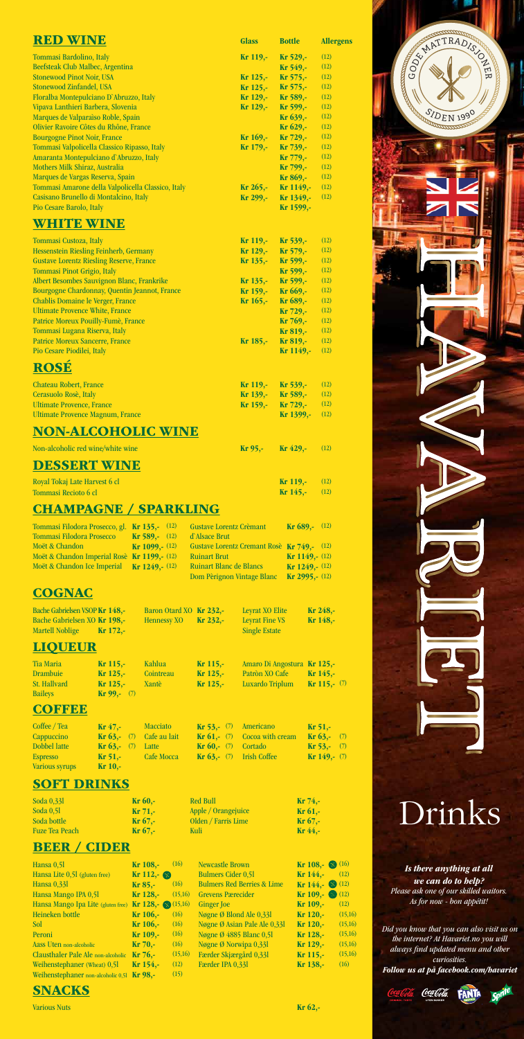## RED WINE

| | Glass | Bottle | Allergens |
|---|---|---|---|
| Tommasi Bardolino, Italy | Kr 119,- | Kr 529,- | (12) |
| Beefsteak Club Malbec, Argentina | | Kr 549,- | (12) |
| Stonewood Pinot Noir, USA | Kr 125,- | Kr 575,- | (12) |
| Stonewood Zinfandel, USA | Kr 125,- | Kr 575,- | (12) |
| Floralba Montepulciano D`Abruzzo, Italy | Kr 129,- | Kr 589,- | (12) |
| Vipava Lanthieri Barbera, Slovenia | Kr 129,- | Kr 599,- | (12) |
| Marques de Valparaiso Roble, Spain | | Kr 639,- | (12) |
| Olivier Ravoire Côtes du Rhône, France | | Kr 629,- | (12) |
| Bourgogne Pinot Noir, France | Kr 169,- | Kr 729,- | (12) |
| Tommasi Valpolicella Classico Ripasso, Italy | Kr 179,- | Kr 739,- | (12) |
| Amaranta Montepulciano d`Abruzzo, Italy | | Kr 779,- | (12) |
| Mothers Milk Shiraz, Australia | | Kr 799,- | (12) |
| Marques de Vargas Reserva, Spain | | Kr 869,- | (12) |
| Tommasi Amarone della Valpolicella Classico, Italy | Kr 265,- | Kr 1149,- | (12) |
| Casisano Brunello di Montalcino, Italy | Kr 299,- | Kr 1349,- | (12) |
| Pio Cesare Barolo, Italy | | Kr 1599,- | |

## WHITE WINE

| | Glass | Bottle | Allergens |
|---|---|---|---|
| Tommasi Custoza, Italy | Kr 119,- | Kr 539,- | (12) |
| Hessenstein Riesling Feinherb, Germany | Kr 129,- | Kr 579,- | (12) |
| Gustave Lorentz Riesling Reserve, France | Kr 135,- | Kr 599,- | (12) |
| Tommasi Pinot Grigio, Italy | | Kr 599,- | (12) |
| Albert Besombes Sauvignon Blanc, Frankrike | Kr 135,- | Kr 599,- | (12) |
| Bourgogne Chardonnay, Quentin Jeannot, France | Kr 159,- | Kr 669,- | (12) |
| Chablis Domaine le Verger, France | Kr 165,- | Kr 689,- | (12) |
| Ultimate Provence White, France | | Kr 729,- | (12) |
| Patrice Moreux Pouilly-Fumè, France | | Kr 769,- | (12) |
| Tommasi Lugana Riserva, Italy | | Kr 819,- | (12) |
| Patrice Moreux Sancerre, France | Kr 185,- | Kr 819,- | (12) |
| Pio Cesare Piodilei, Italy | | Kr 1149,- | (12) |

## ROSÉ

| | Glass | Bottle | Allergens |
|---|---|---|---|
| Chateau Robert, France | Kr 119,- | Kr 539,- | (12) |
| Cerasuolo Rosè, Italy | Kr 139,- | Kr 589,- | (12) |
| Ultimate Provence, France | Kr 159,- | Kr 729,- | (12) |
| Ultimate Provence Magnum, France | | Kr 1399,- | (12) |

## NON-ALCOHOLIC WINE

| | Glass | Bottle | Allergens |
|---|---|---|---|
| Non-alcoholic red wine/white wine | Kr 95,- | Kr 429,- | (12) |

## DESSERT WINE

| | Glass | Bottle | Allergens |
|---|---|---|---|
| Royal Tokaj Late Harvest 6 cl | | Kr 119,- | (12) |
| Tommasi Recioto 6 cl | | Kr 145,- | (12) |

## CHAMPAGNE / SPARKLING

| | | | | | |
|---|---|---|---|---|---|
| Tommasi Filodora Prosecco, gl. | Kr 135,- | (12) | Gustave Lorentz Crèmant d'Alsace Brut | Kr 689,- | (12) |
| Tommasi Filodora Prosecco | Kr 589,- | (12) | | | |
| Moët & Chandon | Kr 1099,- | (12) | Gustave Lorentz Cremant Rosè | Kr 749,- | (12) |
| Moët & Chandon Imperial Rosè | Kr 1199,- | (12) | Ruinart Brut | Kr 1149,- | (12) |
| Moët & Chandon Ice Imperial | Kr 1249,- | (12) | Ruinart Blanc de Blancs | Kr 1249,- | (12) |
| | | | Dom Pèrignon Vintage Blanc | Kr 2995,- | (12) |

## COGNAC

| | | | | | |
|---|---|---|---|---|---|
| Bache Gabrielsen VSOP | Kr 148,- | Baron Otard XO | Kr 232,- | Leyrat XO Elite | Kr 248,- |
| Bache Gabrielsen XO | Kr 198,- | Hennessy XO | Kr 232,- | Leyrat Fine VS Single Estate | Kr 148,- |
| Martell Noblige | Kr 172,- | | | | |

## LIQUEUR

| | | | | | |
|---|---|---|---|---|---|
| Tia Maria | Kr 115,- | Kahlua | Kr 115,- | Amaro Di Angostura | Kr 125,- |
| Drambuie | Kr 125,- | Cointreau | Kr 125,- | Patròn XO Cafe | Kr 145,- |
| St. Hallvard | Kr 125,- | Xantè | Kr 125,- | Luxardo Triplum | Kr 115,- (7) |
| Baileys | Kr 99,- (7) | | | | |

## COFFEE

| | | | | | |
|---|---|---|---|---|---|
| Coffee / Tea | Kr 47,- | Macciato | Kr 53,- (7) | Americano | Kr 51,- |
| Cappuccino | Kr 63,- (7) | Cafe au lait | Kr 61,- (7) | Cocoa with cream | Kr 63,- (7) |
| Dobbel latte | Kr 63,- (7) | Latte | Kr 60,- (7) | Cortado | Kr 53,- (7) |
| Espresso | Kr 51,- | Cafe Mocca | Kr 63,- (7) | Irish Coffee | Kr 149,- (7) |
| Various syrups | Kr 10,- | | | | |

## SOFT DRINKS

| | | | |
|---|---|---|---|
| Soda 0,33l | Kr 60,- | Red Bull | Kr 74,- |
| Soda 0,5l | Kr 71,- | Apple / Orangejuice | Kr 61,- |
| Soda bottle | Kr 67,- | Olden / Farris Lime | Kr 67,- |
| Fuze Tea Peach | Kr 67,- | Kuli | Kr 44,- |

## BEER / CIDER

| | | | | | |
|---|---|---|---|---|---|
| Hansa 0,5l | Kr 108,- | (16) | Newcastle Brown | Kr 108,- | (16) |
| Hansa Lite 0,5l (gluten free) | Kr 112,- | | Bulmers Cider 0,5l | Kr 144,- | (12) |
| Hansa 0,33l | Kr 85,- | (16) | Bulmers Red Berries & Lime | Kr 144,- | (12) |
| Hansa Mango IPA 0,5l | Kr 128,- | (15,16) | Grevens Pærecider | Kr 109,- | (12) |
| Hansa Mango Ipa Lite (gluten free) | Kr 128,- | (15,16) | Ginger Joe | Kr 109,- | (12) |
| Heineken bottle | Kr 106,- | (16) | Nøgne Ø Blond Ale 0,33l | Kr 120,- | (15,16) |
| Sol | Kr 106,- | (16) | Nøgne Ø Asian Pale Ale 0,33l | Kr 120,- | (15,16) |
| Peroni | Kr 109,- | (16) | Nøgne Ø 4885 Blanc 0,5l | Kr 128,- | (15,16) |
| Aass Uten non-alcoholic | Kr 70,- | (16) | Nøgne Ø Norwipa 0,33l | Kr 129,- | (15,16) |
| Clausthaler Pale Ale non-alcoholic | Kr 76,- | (15,16) | Færder Skjærgård 0,33l | Kr 115,- | (15,16) |
| Weihenstephaner (Wheat) 0,5l | Kr 154,- | (12) | Færder IPA 0,33l | Kr 138,- | (16) |
| Weihenstephaner non-alcoholic 0,5l | Kr 98,- | (15) | | | |

## SNACKS

| | |
|---|---|
| Various Nuts | Kr 62,- |

GODE MATTRADISJONER SIDEN 1990

HAVARIET

# Drinks

***Is there anything at all we can do to help?***

*Please ask one of our skilled waitors. As for now - bon appétit!*

*Did you know that you can also visit us on the internet? At Havariet.no you will always find updated menu and other curiosities.*

***Follow us at på facebook.com/havariet***